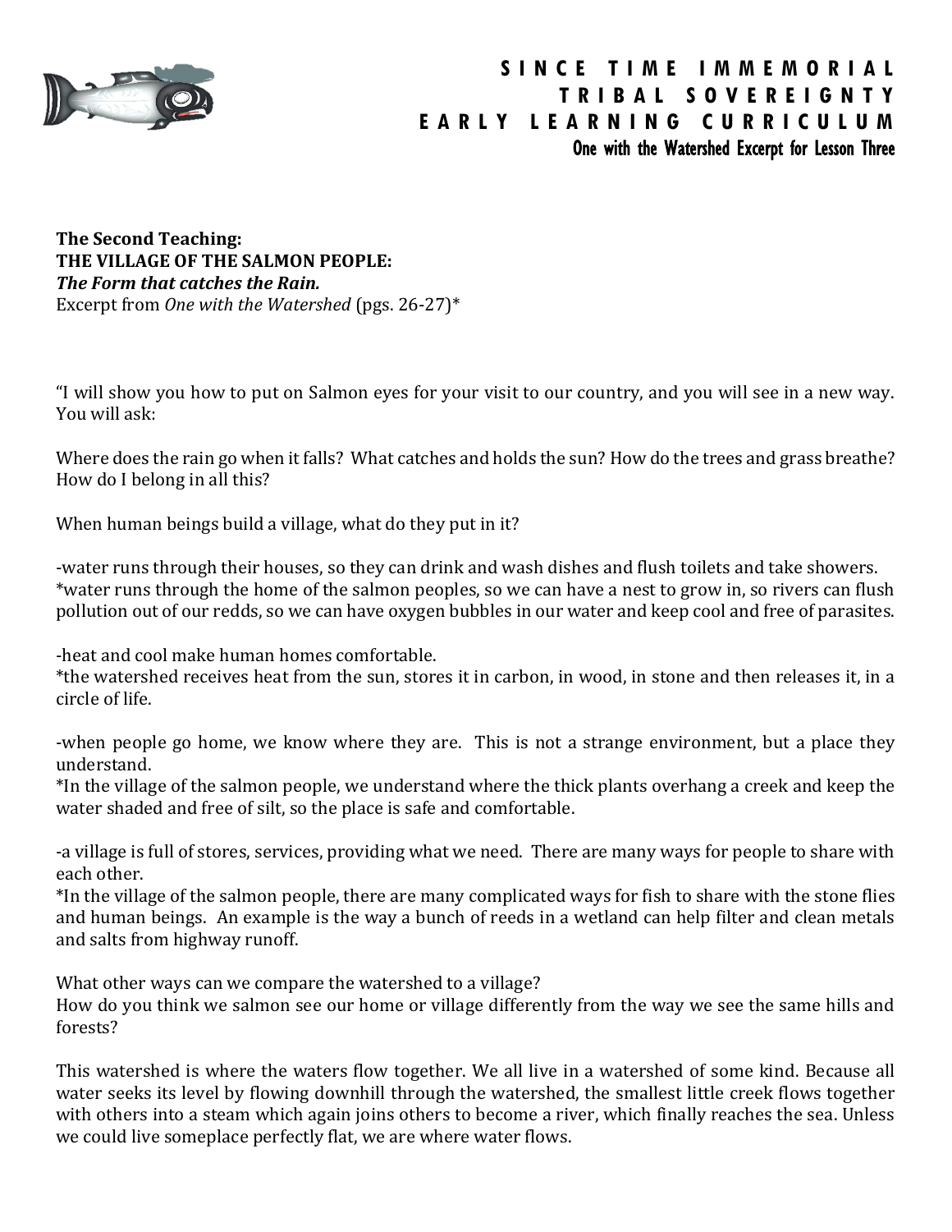# SINCE TIME IMMEMORIAL TRIBAL SOVEREIGNTY EARLY LEARNING CURRICULUM

**One with the Watershed Excerpt for Lesson Three**

**The Second Teaching:**
**THE VILLAGE OF THE SALMON PEOPLE:**
***The Form that catches the Rain.***
Excerpt from *One with the Watershed* (pgs. 26-27)*

"I will show you how to put on Salmon eyes for your visit to our country, and you will see in a new way. You will ask:

Where does the rain go when it falls? What catches and holds the sun? How do the trees and grass breathe? How do I belong in all this?

When human beings build a village, what do they put in it?

-water runs through their houses, so they can drink and wash dishes and flush toilets and take showers.
*water runs through the home of the salmon peoples, so we can have a nest to grow in, so rivers can flush pollution out of our redds, so we can have oxygen bubbles in our water and keep cool and free of parasites.

-heat and cool make human homes comfortable.
*the watershed receives heat from the sun, stores it in carbon, in wood, in stone and then releases it, in a circle of life.

-when people go home, we know where they are. This is not a strange environment, but a place they understand.
*In the village of the salmon people, we understand where the thick plants overhang a creek and keep the water shaded and free of silt, so the place is safe and comfortable.

-a village is full of stores, services, providing what we need. There are many ways for people to share with each other.
*In the village of the salmon people, there are many complicated ways for fish to share with the stone flies and human beings. An example is the way a bunch of reeds in a wetland can help filter and clean metals and salts from highway runoff.

What other ways can we compare the watershed to a village?
How do you think we salmon see our home or village differently from the way we see the same hills and forests?

This watershed is where the waters flow together. We all live in a watershed of some kind. Because all water seeks its level by flowing downhill through the watershed, the smallest little creek flows together with others into a steam which again joins others to become a river, which finally reaches the sea. Unless we could live someplace perfectly flat, we are where water flows.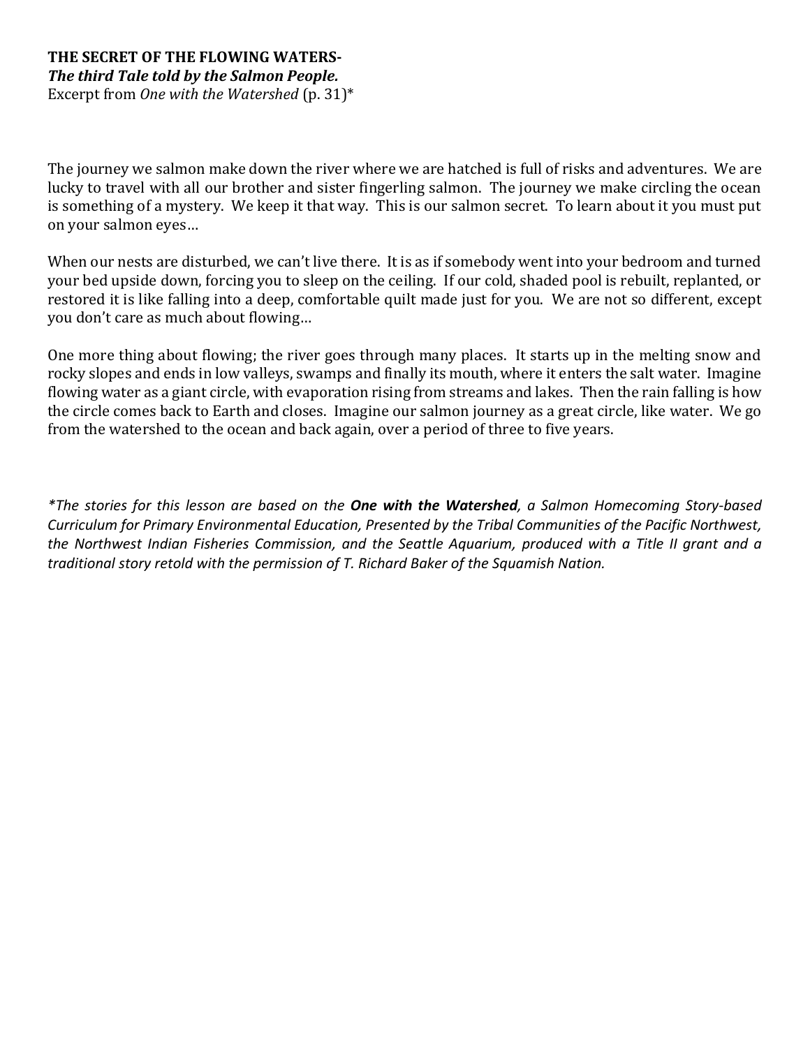**THE SECRET OF THE FLOWING WATERS-**
***The third Tale told by the Salmon People.***
Excerpt from *One with the Watershed* (p. 31)*

The journey we salmon make down the river where we are hatched is full of risks and adventures. We are lucky to travel with all our brother and sister fingerling salmon. The journey we make circling the ocean is something of a mystery. We keep it that way. This is our salmon secret. To learn about it you must put on your salmon eyes…

When our nests are disturbed, we can't live there. It is as if somebody went into your bedroom and turned your bed upside down, forcing you to sleep on the ceiling. If our cold, shaded pool is rebuilt, replanted, or restored it is like falling into a deep, comfortable quilt made just for you. We are not so different, except you don't care as much about flowing…

One more thing about flowing; the river goes through many places. It starts up in the melting snow and rocky slopes and ends in low valleys, swamps and finally its mouth, where it enters the salt water. Imagine flowing water as a giant circle, with evaporation rising from streams and lakes. Then the rain falling is how the circle comes back to Earth and closes. Imagine our salmon journey as a great circle, like water. We go from the watershed to the ocean and back again, over a period of three to five years.

*\*The stories for this lesson are based on the **One with the Watershed,** a Salmon Homecoming Story-based Curriculum for Primary Environmental Education, Presented by the Tribal Communities of the Pacific Northwest, the Northwest Indian Fisheries Commission, and the Seattle Aquarium, produced with a Title II grant and a traditional story retold with the permission of T. Richard Baker of the Squamish Nation.*